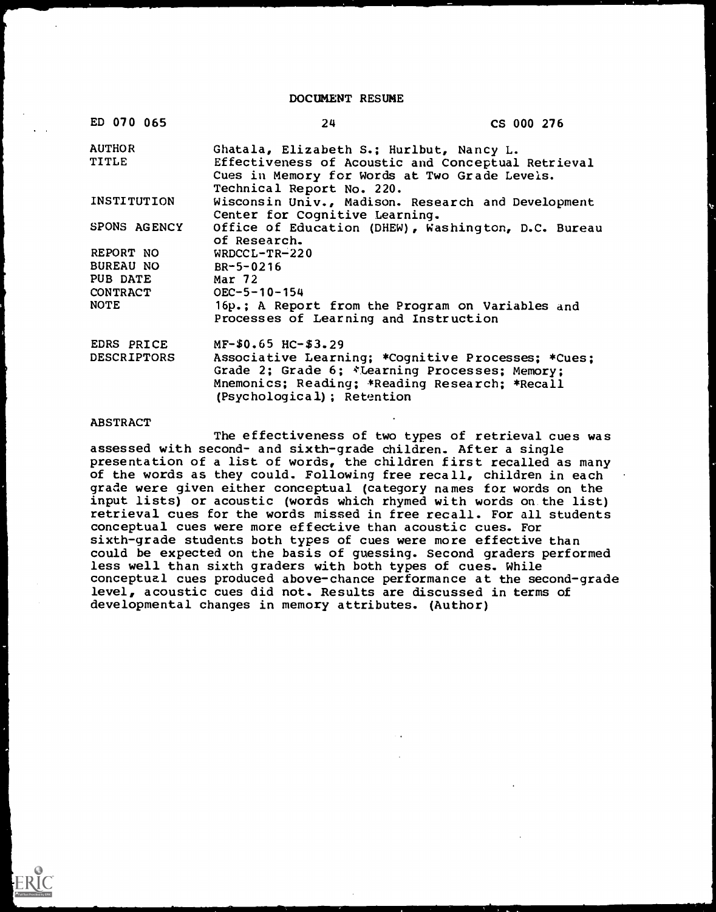# DOCUMENT RESUME

| ED 070 065 | 24 | CS 000 276 |
|---|---|---|
| AUTHOR | Ghatala, Elizabeth S.; Hurlbut, Nancy L. | |
| TITLE | Effectiveness of Acoustic and Conceptual Retrieval Cues in Memory for Words at Two Grade Levels. Technical Report No. 220. | |
| INSTITUTION | Wisconsin Univ., Madison. Research and Development Center for Cognitive Learning. | |
| SPONS AGENCY | Office of Education (DHEW), Washington, D.C. Bureau of Research. | |
| REPORT NO | WRDCCL-TR-220 | |
| BUREAU NO | BR-5-0216 | |
| PUB DATE | Mar 72 | |
| CONTRACT | OEC-5-10-154 | |
| NOTE | 16p.; A Report from the Program on Variables and Processes of Learning and Instruction | |
| EDRS PRICE | MF-$0.65 HC-$3.29 | |
| DESCRIPTORS | Associative Learning; *Cognitive Processes; *Cues; Grade 2; Grade 6; *Learning Processes; Memory; Mnemonics; Reading; *Reading Research; *Recall (Psychological); Retention | |

## ABSTRACT

The effectiveness of two types of retrieval cues was assessed with second- and sixth-grade children. After a single presentation of a list of words, the children first recalled as many of the words as they could. Following free recall, children in each grade were given either conceptual (category names for words on the input lists) or acoustic (words which rhymed with words on the list) retrieval cues for the words missed in free recall. For all students conceptual cues were more effective than acoustic cues. For sixth-grade students both types of cues were more effective than could be expected on the basis of guessing. Second graders performed less well than sixth graders with both types of cues. While conceptual cues produced above-chance performance at the second-grade level, acoustic cues did not. Results are discussed in terms of developmental changes in memory attributes. (Author)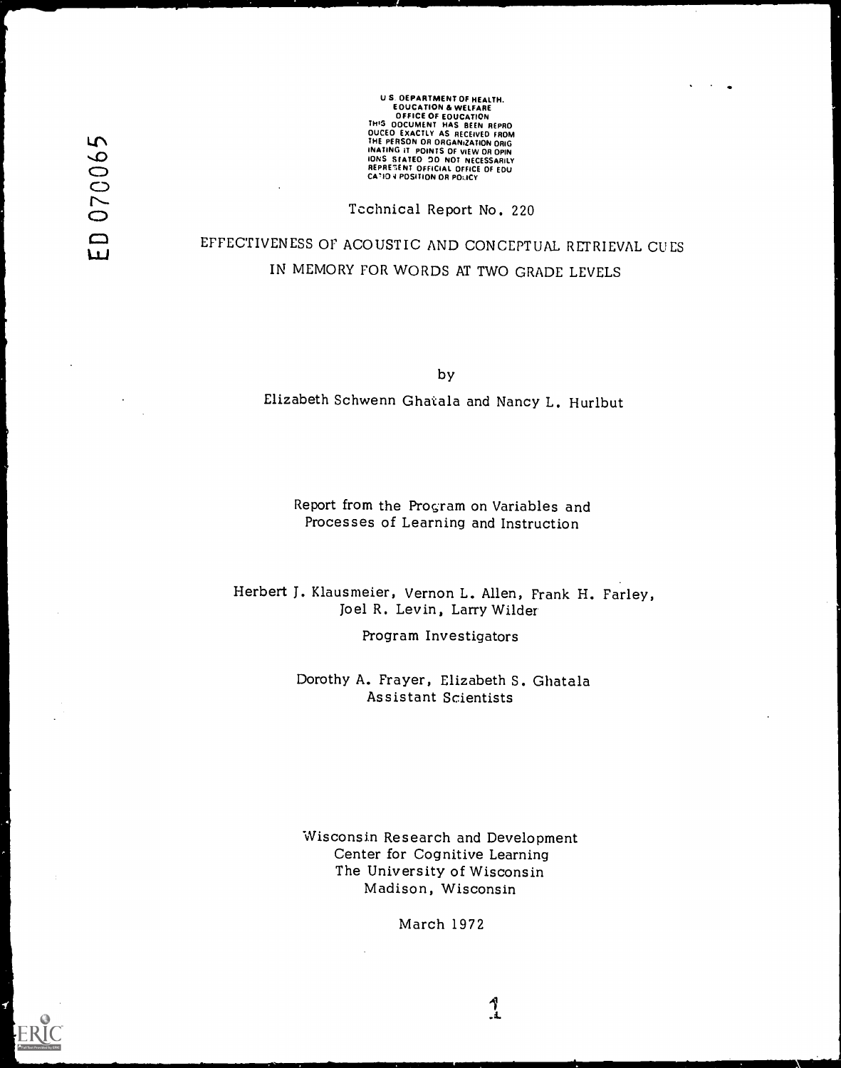U.S. DEPARTMENT OF HEALTH, EDUCATION & WELFARE
OFFICE OF EDUCATION
THIS DOCUMENT HAS BEEN REPRODUCED EXACTLY AS RECEIVED FROM THE PERSON OR ORGANIZATION ORIGINATING IT. POINTS OF VIEW OR OPINIONS STATED DO NOT NECESSARILY REPRESENT OFFICIAL OFFICE OF EDUCATION POSITION OR POLICY

ED 070065

Technical Report No. 220

# EFFECTIVENESS OF ACOUSTIC AND CONCEPTUAL RETRIEVAL CUES IN MEMORY FOR WORDS AT TWO GRADE LEVELS

by

Elizabeth Schwenn Ghatala and Nancy L. Hurlbut

Report from the Program on Variables and Processes of Learning and Instruction

Herbert J. Klausmeier, Vernon L. Allen, Frank H. Farley, Joel R. Levin, Larry Wilder
Program Investigators

Dorothy A. Frayer, Elizabeth S. Ghatala
Assistant Scientists

Wisconsin Research and Development Center for Cognitive Learning
The University of Wisconsin
Madison, Wisconsin

March 1972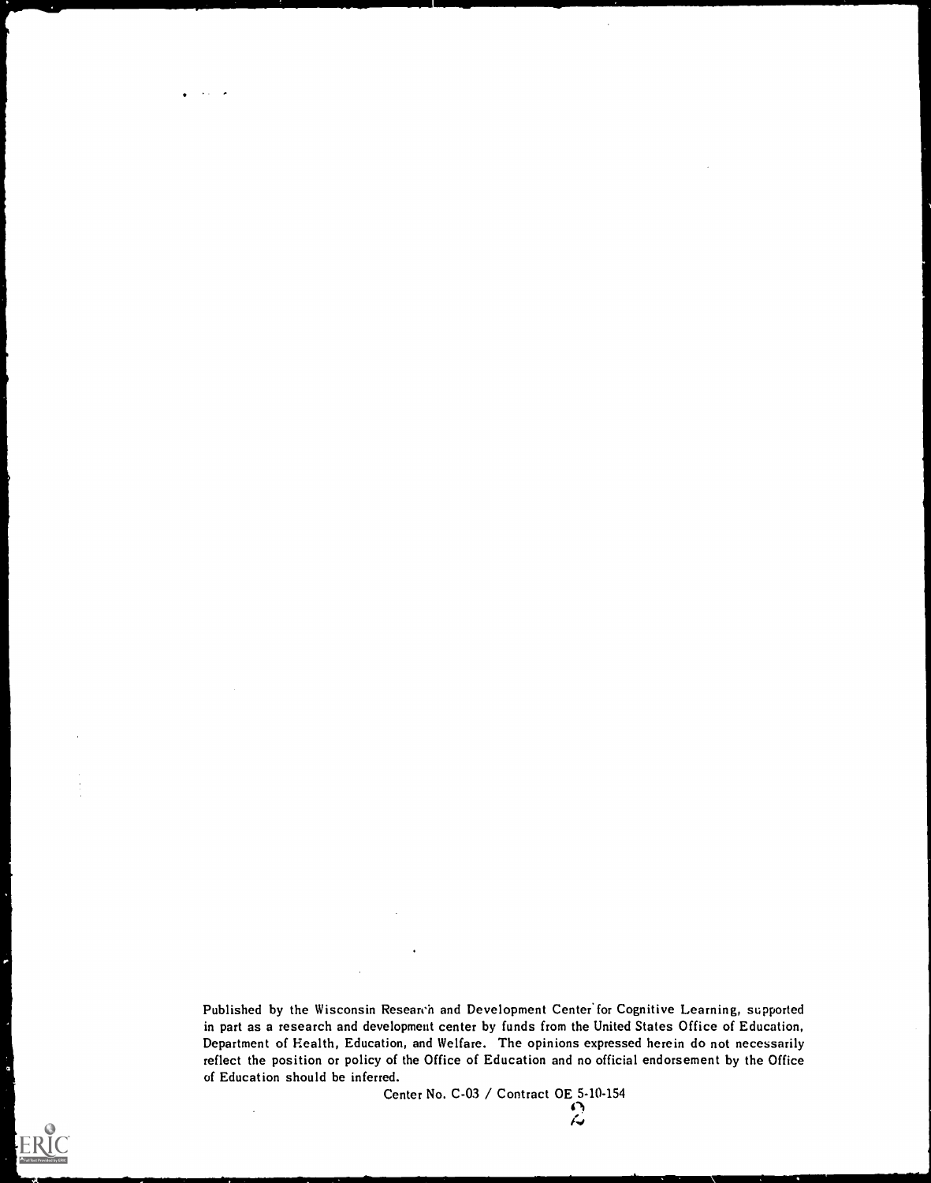Published by the Wisconsin Research and Development Center for Cognitive Learning, supported in part as a research and development center by funds from the United States Office of Education, Department of Health, Education, and Welfare. The opinions expressed herein do not necessarily reflect the position or policy of the Office of Education and no official endorsement by the Office of Education should be inferred.

Center No. C-03 / Contract OE 5-10-154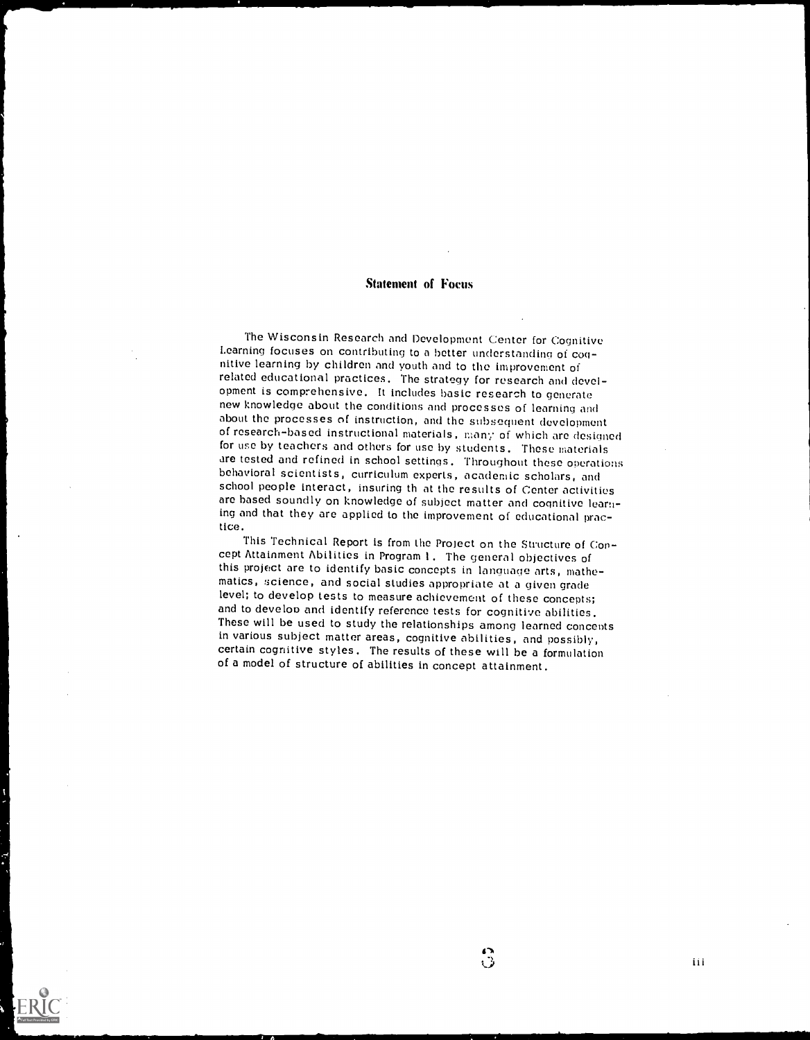## Statement of Focus

The Wisconsin Research and Development Center for Cognitive Learning focuses on contributing to a better understanding of cognitive learning by children and youth and to the improvement of related educational practices. The strategy for research and development is comprehensive. It includes basic research to generate new knowledge about the conditions and processes of learning and about the processes of instruction, and the subsequent development of research-based instructional materials, many of which are designed for use by teachers and others for use by students. These materials are tested and refined in school settings. Throughout these operations behavioral scientists, curriculum experts, academic scholars, and school people interact, insuring that the results of Center activities are based soundly on knowledge of subject matter and cognitive learning and that they are applied to the improvement of educational practice.

This Technical Report is from the Project on the Structure of Concept Attainment Abilities in Program 1. The general objectives of this project are to identify basic concepts in language arts, mathematics, science, and social studies appropriate at a given grade level; to develop tests to measure achievement of these concepts; and to develop and identify reference tests for cognitive abilities. These will be used to study the relationships among learned concepts in various subject matter areas, cognitive abilities, and possibly, certain cognitive styles. The results of these will be a formulation of a model of structure of abilities in concept attainment.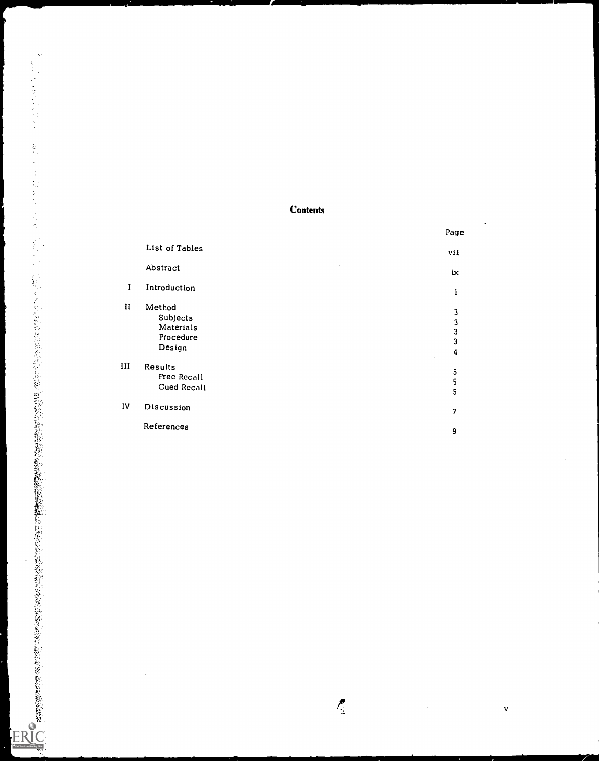# Contents

| | | Page |
|---|---|---|
| | List of Tables | vii |
| | Abstract | ix |
| I | Introduction | 1 |
| II | Method | 3 |
| | Subjects | 3 |
| | Materials | 3 |
| | Procedure | 3 |
| | Design | 4 |
| III | Results | 5 |
| | Free Recall | 5 |
| | Cued Recall | 5 |
| IV | Discussion | 7 |
| | References | 9 |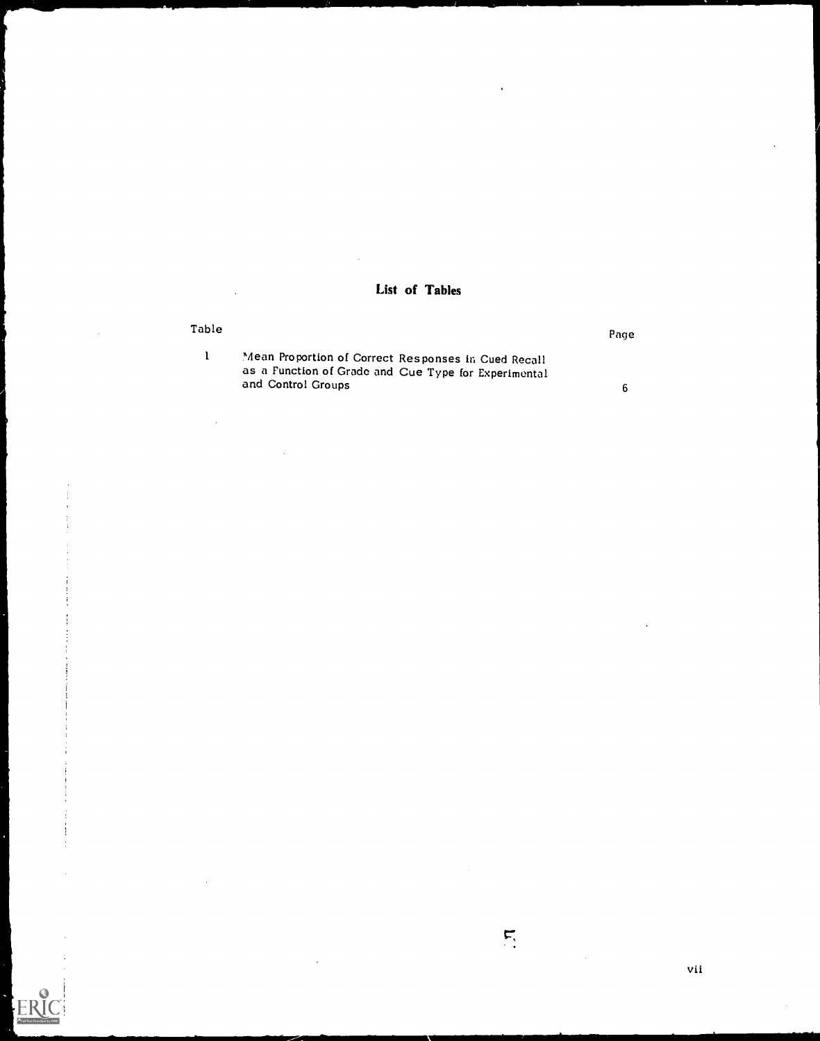# List of Tables

| Table | | Page |
|---|---|---|
| 1 | Mean Proportion of Correct Responses in Cued Recall as a Function of Grade and Cue Type for Experimental and Control Groups | 6 |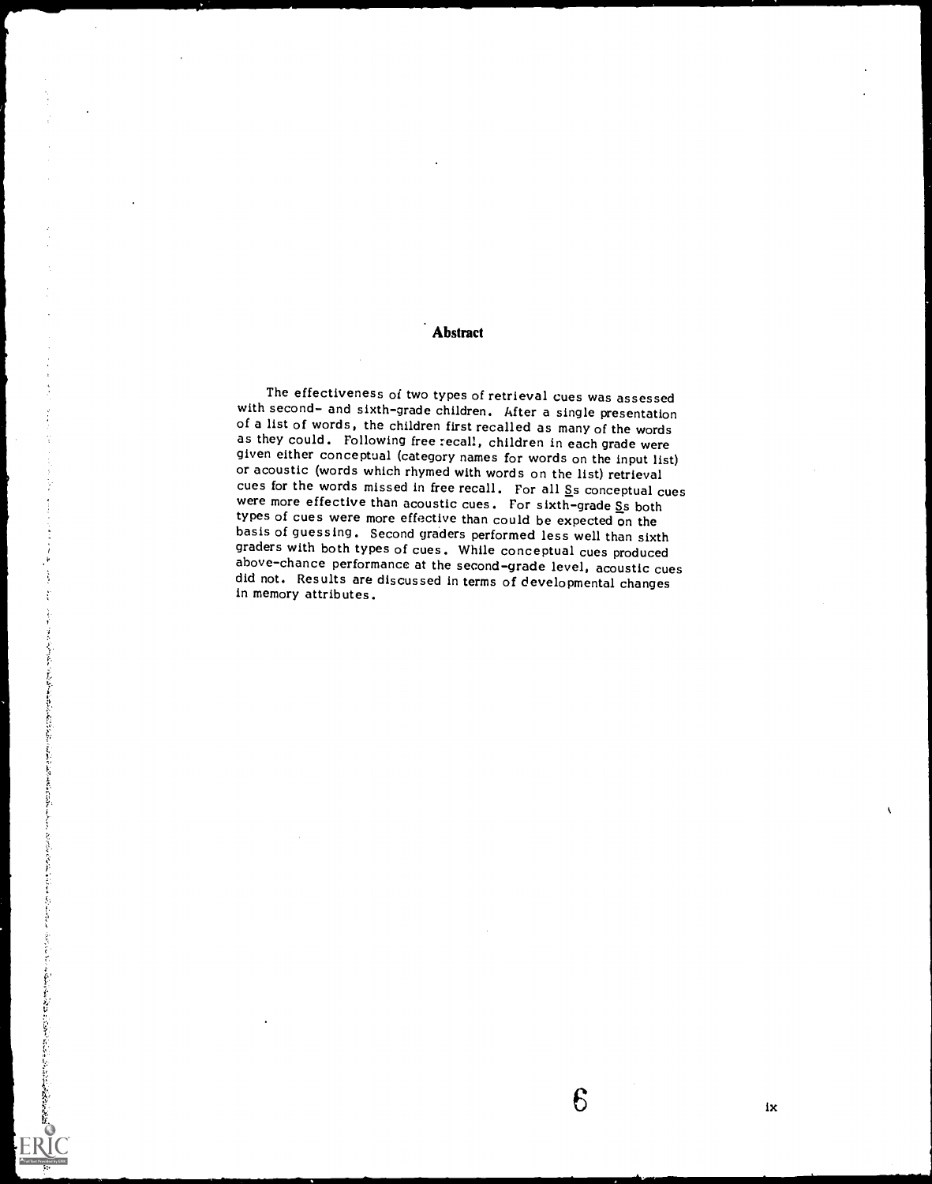## Abstract

The effectiveness of two types of retrieval cues was assessed with second- and sixth-grade children. After a single presentation of a list of words, the children first recalled as many of the words as they could. Following free recall, children in each grade were given either conceptual (category names for words on the input list) or acoustic (words which rhymed with words on the list) retrieval cues for the words missed in free recall. For all Ss conceptual cues were more effective than acoustic cues. For sixth-grade Ss both types of cues were more effective than could be expected on the basis of guessing. Second graders performed less well than sixth graders with both types of cues. While conceptual cues produced above-chance performance at the second-grade level, acoustic cues did not. Results are discussed in terms of developmental changes in memory attributes.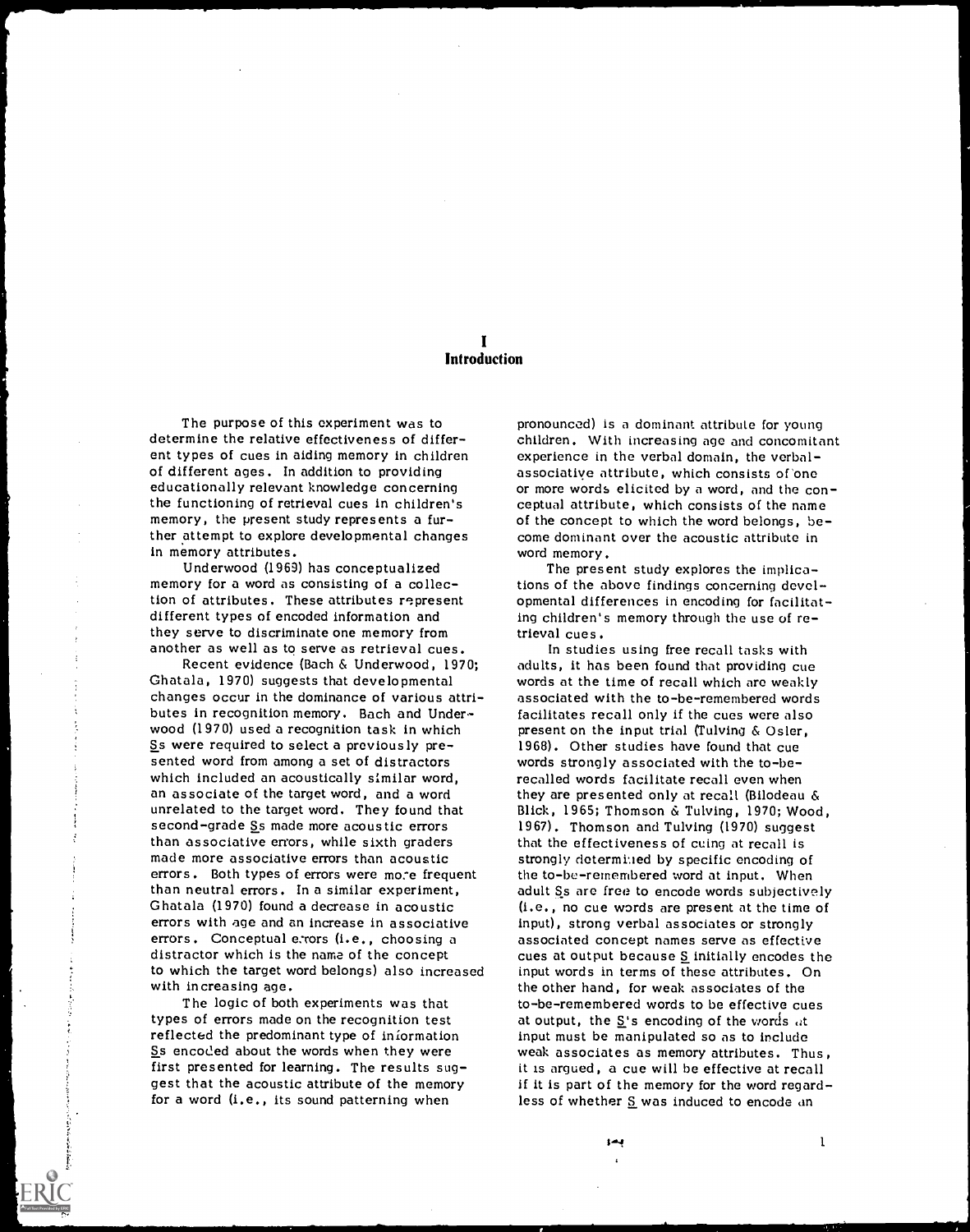# I
# Introduction

The purpose of this experiment was to determine the relative effectiveness of different types of cues in aiding memory in children of different ages. In addition to providing educationally relevant knowledge concerning the functioning of retrieval cues in children's memory, the present study represents a further attempt to explore developmental changes in memory attributes.

Underwood (1969) has conceptualized memory for a word as consisting of a collection of attributes. These attributes represent different types of encoded information and they serve to discriminate one memory from another as well as to serve as retrieval cues.

Recent evidence (Bach & Underwood, 1970; Ghatala, 1970) suggests that developmental changes occur in the dominance of various attributes in recognition memory. Bach and Underwood (1970) used a recognition task in which Ss were required to select a previously presented word from among a set of distractors which included an acoustically similar word, an associate of the target word, and a word unrelated to the target word. They found that second-grade Ss made more acoustic errors than associative errors, while sixth graders made more associative errors than acoustic errors. Both types of errors were more frequent than neutral errors. In a similar experiment, Ghatala (1970) found a decrease in acoustic errors with age and an increase in associative errors. Conceptual errors (i.e., choosing a distractor which is the name of the concept to which the target word belongs) also increased with increasing age.

The logic of both experiments was that types of errors made on the recognition test reflected the predominant type of information Ss encoded about the words when they were first presented for learning. The results suggest that the acoustic attribute of the memory for a word (i.e., its sound patterning when pronounced) is a dominant attribute for young children. With increasing age and concomitant experience in the verbal domain, the verbal-associative attribute, which consists of one or more words elicited by a word, and the conceptual attribute, which consists of the name of the concept to which the word belongs, become dominant over the acoustic attribute in word memory.

The present study explores the implications of the above findings concerning developmental differences in encoding for facilitating children's memory through the use of retrieval cues.

In studies using free recall tasks with adults, it has been found that providing cue words at the time of recall which are weakly associated with the to-be-remembered words facilitates recall only if the cues were also present on the input trial (Tulving & Osler, 1968). Other studies have found that cue words strongly associated with the to-be-recalled words facilitate recall even when they are presented only at recall (Bilodeau & Blick, 1965; Thomson & Tulving, 1970; Wood, 1967). Thomson and Tulving (1970) suggest that the effectiveness of cuing at recall is strongly determined by specific encoding of the to-be-remembered word at input. When adult Ss are free to encode words subjectively (i.e., no cue words are present at the time of input), strong verbal associates or strongly associated concept names serve as effective cues at output because S initially encodes the input words in terms of these attributes. On the other hand, for weak associates of the to-be-remembered words to be effective cues at output, the S's encoding of the words at input must be manipulated so as to include weak associates as memory attributes. Thus, it is argued, a cue will be effective at recall if it is part of the memory for the word regardless of whether S was induced to encode an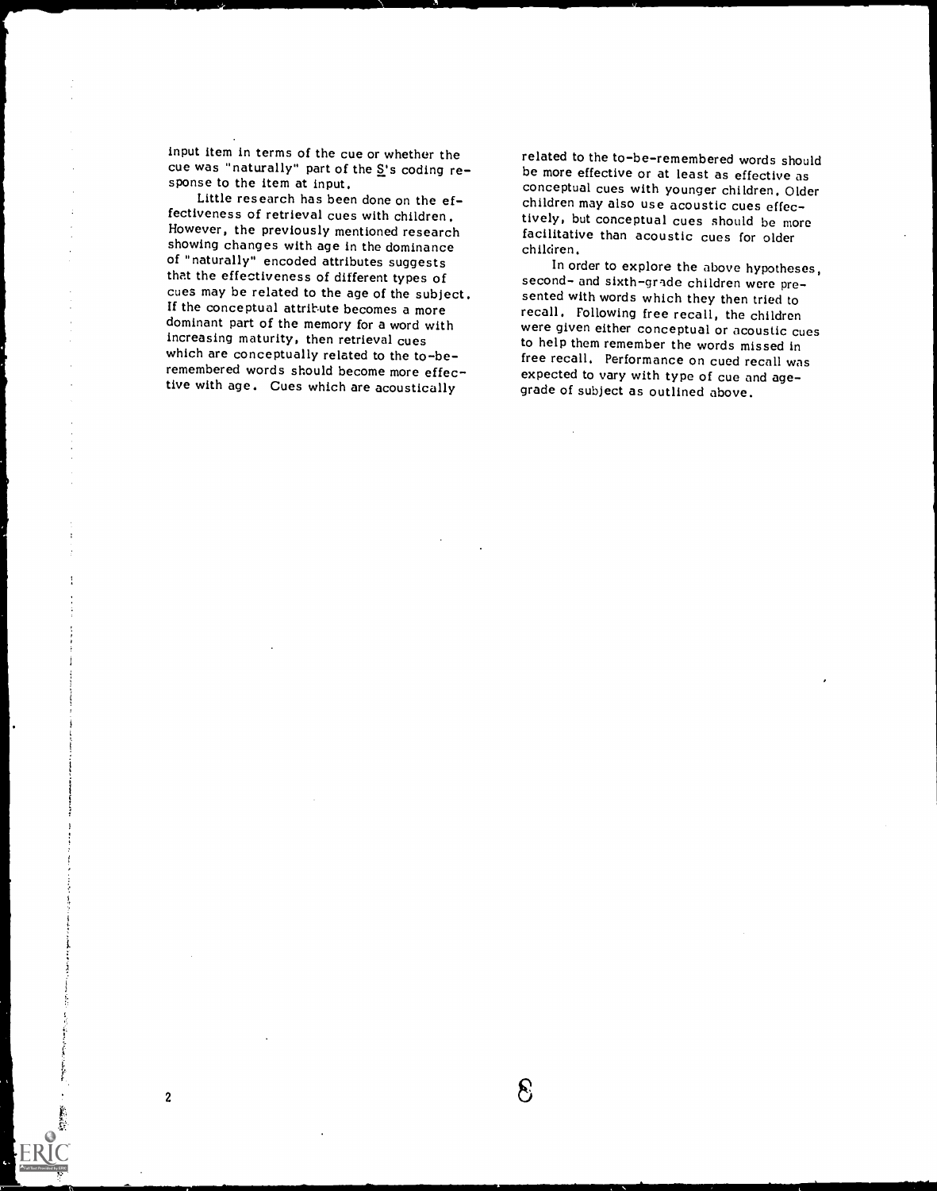input item in terms of the cue or whether the cue was "naturally" part of the S's coding response to the item at input.

Little research has been done on the effectiveness of retrieval cues with children. However, the previously mentioned research showing changes with age in the dominance of "naturally" encoded attributes suggests that the effectiveness of different types of cues may be related to the age of the subject. If the conceptual attribute becomes a more dominant part of the memory for a word with increasing maturity, then retrieval cues which are conceptually related to the to-be-remembered words should become more effective with age. Cues which are acoustically related to the to-be-remembered words should be more effective or at least as effective as conceptual cues with younger children. Older children may also use acoustic cues effectively, but conceptual cues should be more facilitative than acoustic cues for older children.

In order to explore the above hypotheses, second- and sixth-grade children were presented with words which they then tried to recall. Following free recall, the children were given either conceptual or acoustic cues to help them remember the words missed in free recall. Performance on cued recall was expected to vary with type of cue and age-grade of subject as outlined above.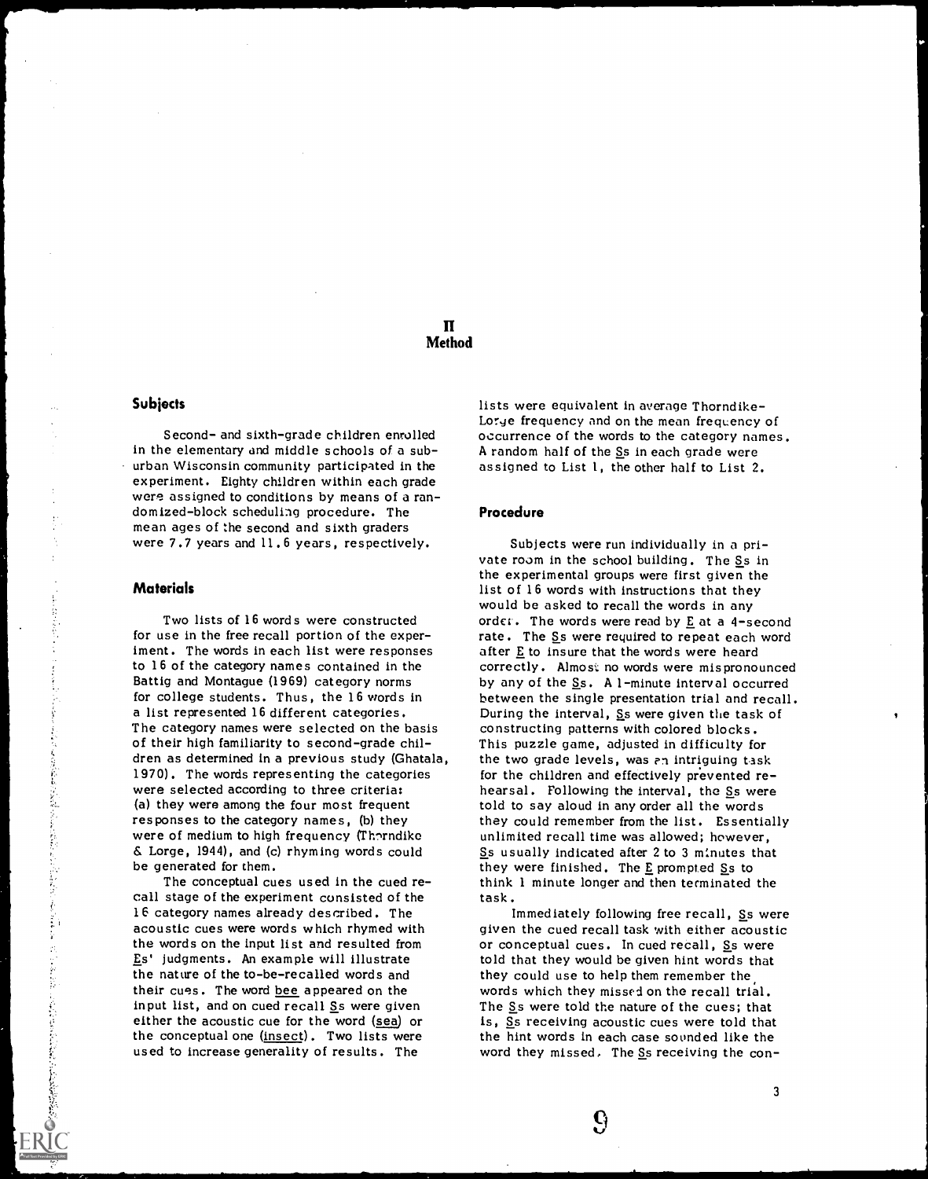# II
# Method

## Subjects

Second- and sixth-grade children enrolled in the elementary and middle schools of a suburban Wisconsin community participated in the experiment. Eighty children within each grade were assigned to conditions by means of a randomized-block scheduling procedure. The mean ages of the second and sixth graders were 7.7 years and 11.6 years, respectively.

## Materials

Two lists of 16 words were constructed for use in the free recall portion of the experiment. The words in each list were responses to 16 of the category names contained in the Battig and Montague (1969) category norms for college students. Thus, the 16 words in a list represented 16 different categories. The category names were selected on the basis of their high familiarity to second-grade children as determined in a previous study (Ghatala, 1970). The words representing the categories were selected according to three criteria: (a) they were among the four most frequent responses to the category names, (b) they were of medium to high frequency (Thorndike & Lorge, 1944), and (c) rhyming words could be generated for them.

The conceptual cues used in the cued recall stage of the experiment consisted of the 16 category names already described. The acoustic cues were words which rhymed with the words on the input list and resulted from Es' judgments. An example will illustrate the nature of the to-be-recalled words and their cues. The word bee appeared on the input list, and on cued recall Ss were given either the acoustic cue for the word (sea) or the conceptual one (insect). Two lists were used to increase generality of results. The lists were equivalent in average Thorndike-Lorge frequency and on the mean frequency of occurrence of the words to the category names. A random half of the Ss in each grade were assigned to List 1, the other half to List 2.

## Procedure

Subjects were run individually in a private room in the school building. The Ss in the experimental groups were first given the list of 16 words with instructions that they would be asked to recall the words in any order. The words were read by E at a 4-second rate. The Ss were required to repeat each word after E to insure that the words were heard correctly. Almost no words were mispronounced by any of the Ss. A 1-minute interval occurred between the single presentation trial and recall. During the interval, Ss were given the task of constructing patterns with colored blocks. This puzzle game, adjusted in difficulty for the two grade levels, was an intriguing task for the children and effectively prevented rehearsal. Following the interval, the Ss were told to say aloud in any order all the words they could remember from the list. Essentially unlimited recall time was allowed; however, Ss usually indicated after 2 to 3 minutes that they were finished. The E prompted Ss to think 1 minute longer and then terminated the task.

Immediately following free recall, Ss were given the cued recall task with either acoustic or conceptual cues. In cued recall, Ss were told that they would be given hint words that they could use to help them remember the words which they missed on the recall trial. The Ss were told the nature of the cues; that is, Ss receiving acoustic cues were told that the hint words in each case sounded like the word they missed. The Ss receiving the con-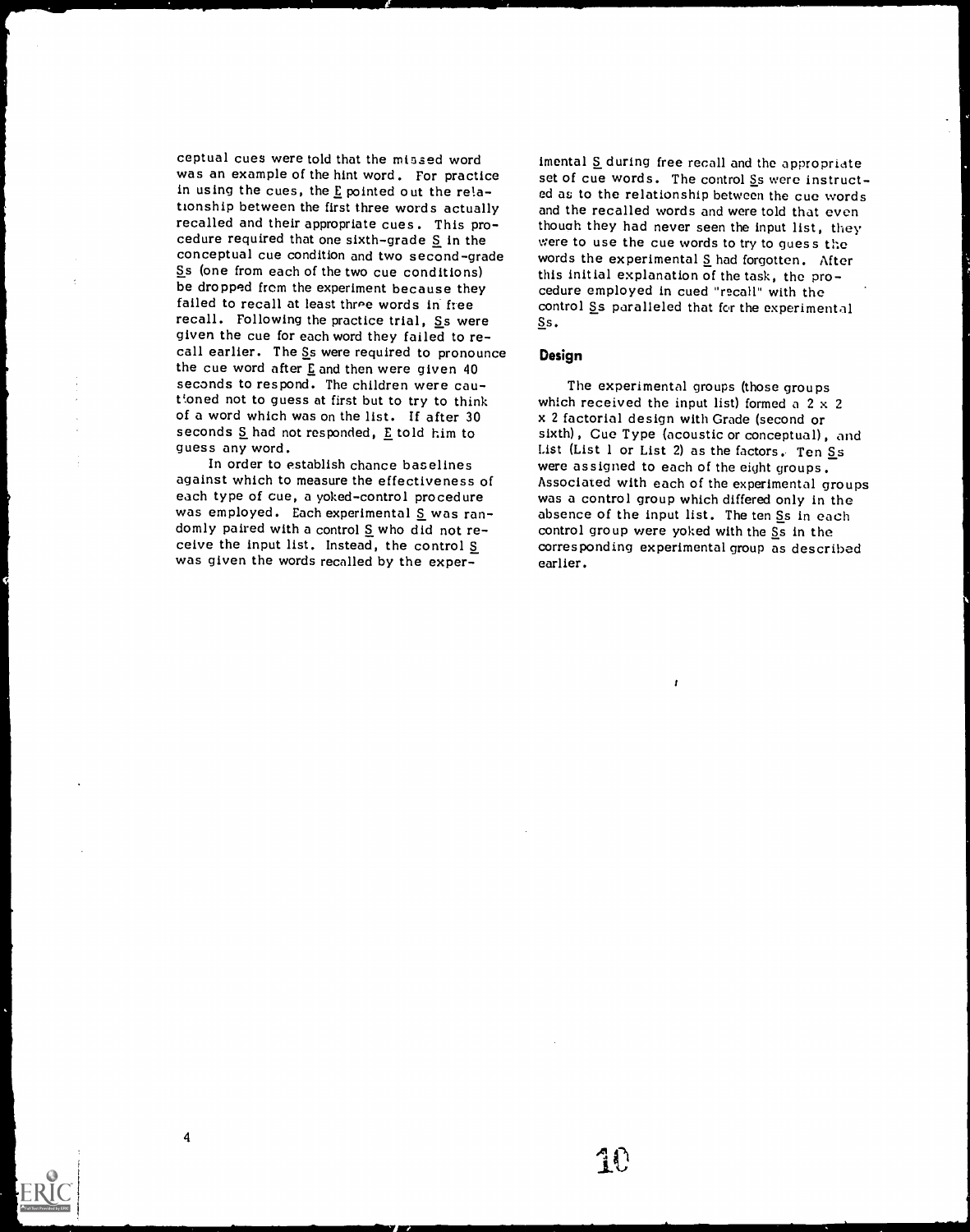ceptual cues were told that the missed word was an example of the hint word. For practice in using the cues, the E pointed out the relationship between the first three words actually recalled and their appropriate cues. This procedure required that one sixth-grade S in the conceptual cue condition and two second-grade Ss (one from each of the two cue conditions) be dropped from the experiment because they failed to recall at least three words in free recall. Following the practice trial, Ss were given the cue for each word they failed to recall earlier. The Ss were required to pronounce the cue word after E and then were given 40 seconds to respond. The children were cautioned not to guess at first but to try to think of a word which was on the list. If after 30 seconds S had not responded, E told him to guess any word.

In order to establish chance baselines against which to measure the effectiveness of each type of cue, a yoked-control procedure was employed. Each experimental S was randomly paired with a control S who did not receive the input list. Instead, the control S was given the words recalled by the experimental S during free recall and the appropriate set of cue words. The control Ss were instructed as to the relationship between the cue words and the recalled words and were told that even though they had never seen the input list, they were to use the cue words to try to guess the words the experimental S had forgotten. After this initial explanation of the task, the procedure employed in cued "recall" with the control Ss paralleled that for the experimental Ss.

## Design

The experimental groups (those groups which received the input list) formed a 2 x 2 x 2 factorial design with Grade (second or sixth), Cue Type (acoustic or conceptual), and List (List 1 or List 2) as the factors. Ten Ss were assigned to each of the eight groups. Associated with each of the experimental groups was a control group which differed only in the absence of the input list. The ten Ss in each control group were yoked with the Ss in the corresponding experimental group as described earlier.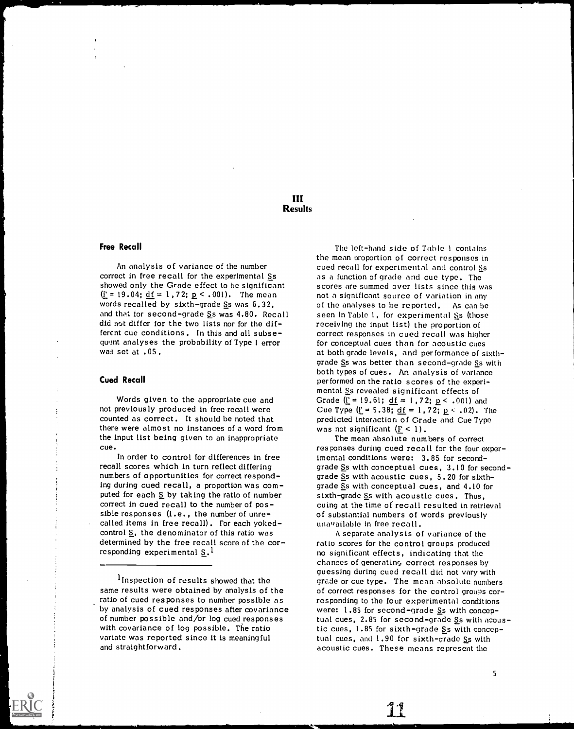# III
# Results

## Free Recall

An analysis of variance of the number correct in free recall for the experimental Ss showed only the Grade effect to be significant ($F = 19.04$; $df = 1, 72$; $p < .001$). The mean words recalled by sixth-grade Ss was 6.32, and that for second-grade Ss was 4.80. Recall did not differ for the two lists nor for the different cue conditions. In this and all subsequent analyses the probability of Type I error was set at .05.

## Cued Recall

Words given to the appropriate cue and not previously produced in free recall were counted as correct. It should be noted that there were almost no instances of a word from the input list being given to an inappropriate cue.

In order to control for differences in free recall scores which in turn reflect differing numbers of opportunities for correct responding during cued recall, a proportion was computed for each S by taking the ratio of number correct in cued recall to the number of possible responses (i.e., the number of unrecalled items in free recall). For each yoked-control S, the denominator of this ratio was determined by the free recall score of the corresponding experimental S.[1]

[1] Inspection of results showed that the same results were obtained by analysis of the ratio of cued responses to number possible as by analysis of cued responses after covariance of number possible and/or log cued responses with covariance of log possible. The ratio variate was reported since it is meaningful and straightforward.

The left-hand side of Table 1 contains the mean proportion of correct responses in cued recall for experimental and control Ss as a function of grade and cue type. The scores are summed over lists since this was not a significant source of variation in any of the analyses to be reported. As can be seen in Table 1, for experimental Ss (those receiving the input list) the proportion of correct responses in cued recall was higher for conceptual cues than for acoustic cues at both grade levels, and performance of sixth-grade Ss was better than second-grade Ss with both types of cues. An analysis of variance performed on the ratio scores of the experimental Ss revealed significant effects of Grade ($F = 19.61$; $df = 1, 72$; $p < .001$) and Cue Type ($F = 5.38$; $df = 1, 72$; $p < .02$). The predicted interaction of Grade and Cue Type was not significant ($F < 1$).

The mean absolute numbers of correct responses during cued recall for the four experimental conditions were: 3.85 for second-grade Ss with conceptual cues, 3.10 for second-grade Ss with acoustic cues, 5.20 for sixth-grade Ss with conceptual cues, and 4.10 for sixth-grade Ss with acoustic cues. Thus, cuing at the time of recall resulted in retrieval of substantial numbers of words previously unavailable in free recall.

A separate analysis of variance of the ratio scores for the control groups produced no significant effects, indicating that the chances of generating correct responses by guessing during cued recall did not vary with grade or cue type. The mean absolute numbers of correct responses for the control groups corresponding to the four experimental conditions were: 1.85 for second-grade Ss with conceptual cues, 2.85 for second-grade Ss with acoustic cues, 1.85 for sixth-grade Ss with conceptual cues, and 1.90 for sixth-grade Ss with acoustic cues. These means represent the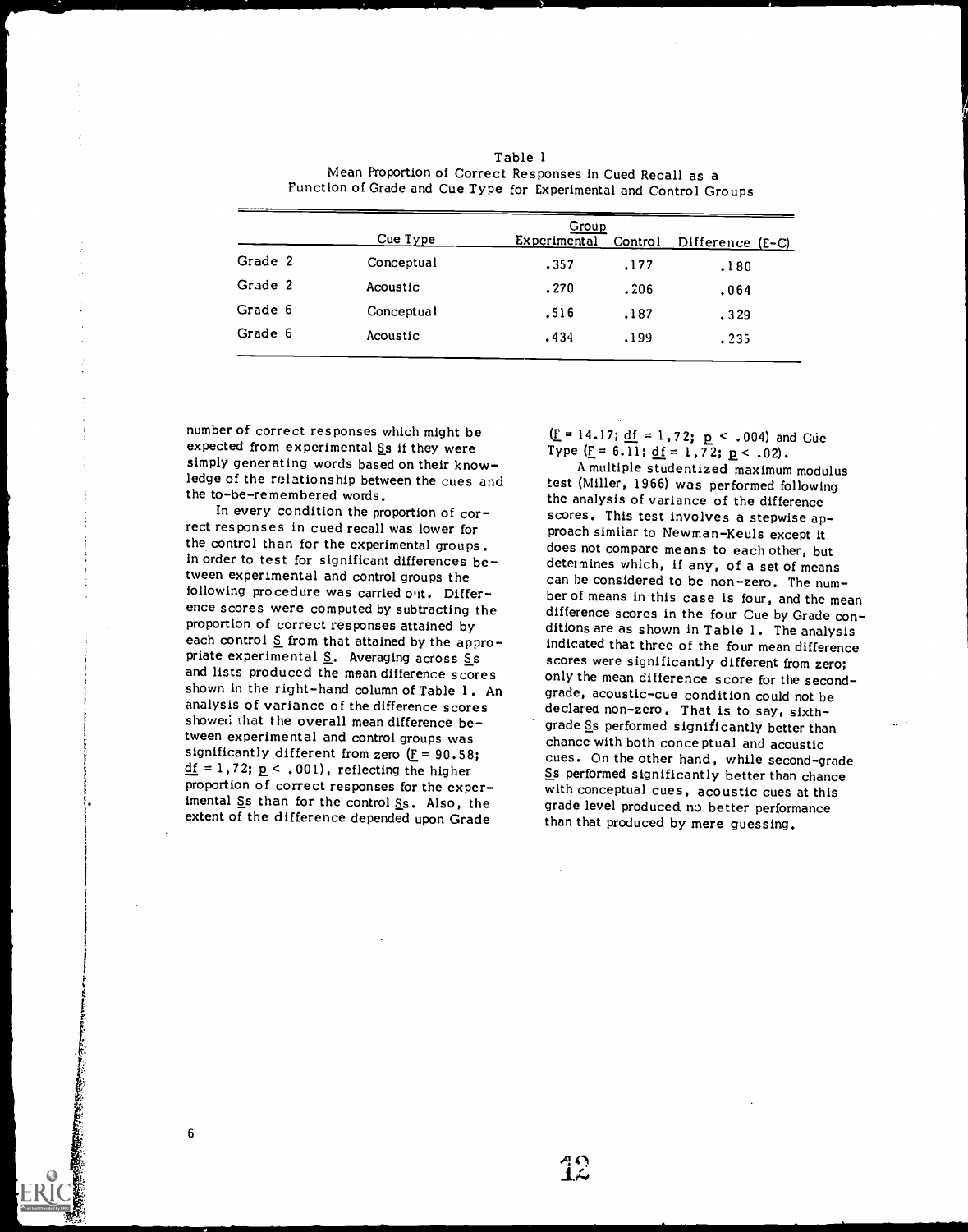Table 1
Mean Proportion of Correct Responses in Cued Recall as a Function of Grade and Cue Type for Experimental and Control Groups

| | Cue Type | Group | | |
|---|---|---|---|---|
| | | Experimental | Control | Difference (E-C) |
| Grade 2 | Conceptual | .357 | .177 | .180 |
| Grade 2 | Acoustic | .270 | .206 | .064 |
| Grade 6 | Conceptual | .516 | .187 | .329 |
| Grade 6 | Acoustic | .434 | .199 | .235 |

number of correct responses which might be expected from experimental Ss if they were simply generating words based on their knowledge of the relationship between the cues and the to-be-remembered words.

In every condition the proportion of correct responses in cued recall was lower for the control than for the experimental groups. In order to test for significant differences between experimental and control groups the following procedure was carried out. Difference scores were computed by subtracting the proportion of correct responses attained by each control S from that attained by the appropriate experimental S. Averaging across Ss and lists produced the mean difference scores shown in the right-hand column of Table 1. An analysis of variance of the difference scores showed that the overall mean difference between experimental and control groups was significantly different from zero ($F = 90.58$; $df = 1,72$; $p < .001$), reflecting the higher proportion of correct responses for the experimental Ss than for the control Ss. Also, the extent of the difference depended upon Grade ($F = 14.17$; $df = 1,72$; $p < .004$) and Cue Type ($F = 6.11$; $df = 1,72$; $p < .02$).

A multiple studentized maximum modulus test (Miller, 1966) was performed following the analysis of variance of the difference scores. This test involves a stepwise approach similar to Newman-Keuls except it does not compare means to each other, but determines which, if any, of a set of means can be considered to be non-zero. The number of means in this case is four, and the mean difference scores in the four Cue by Grade conditions are as shown in Table 1. The analysis indicated that three of the four mean difference scores were significantly different from zero; only the mean difference score for the second-grade, acoustic-cue condition could not be declared non-zero. That is to say, sixth-grade Ss performed significantly better than chance with both conceptual and acoustic cues. On the other hand, while second-grade Ss performed significantly better than chance with conceptual cues, acoustic cues at this grade level produced no better performance than that produced by mere guessing.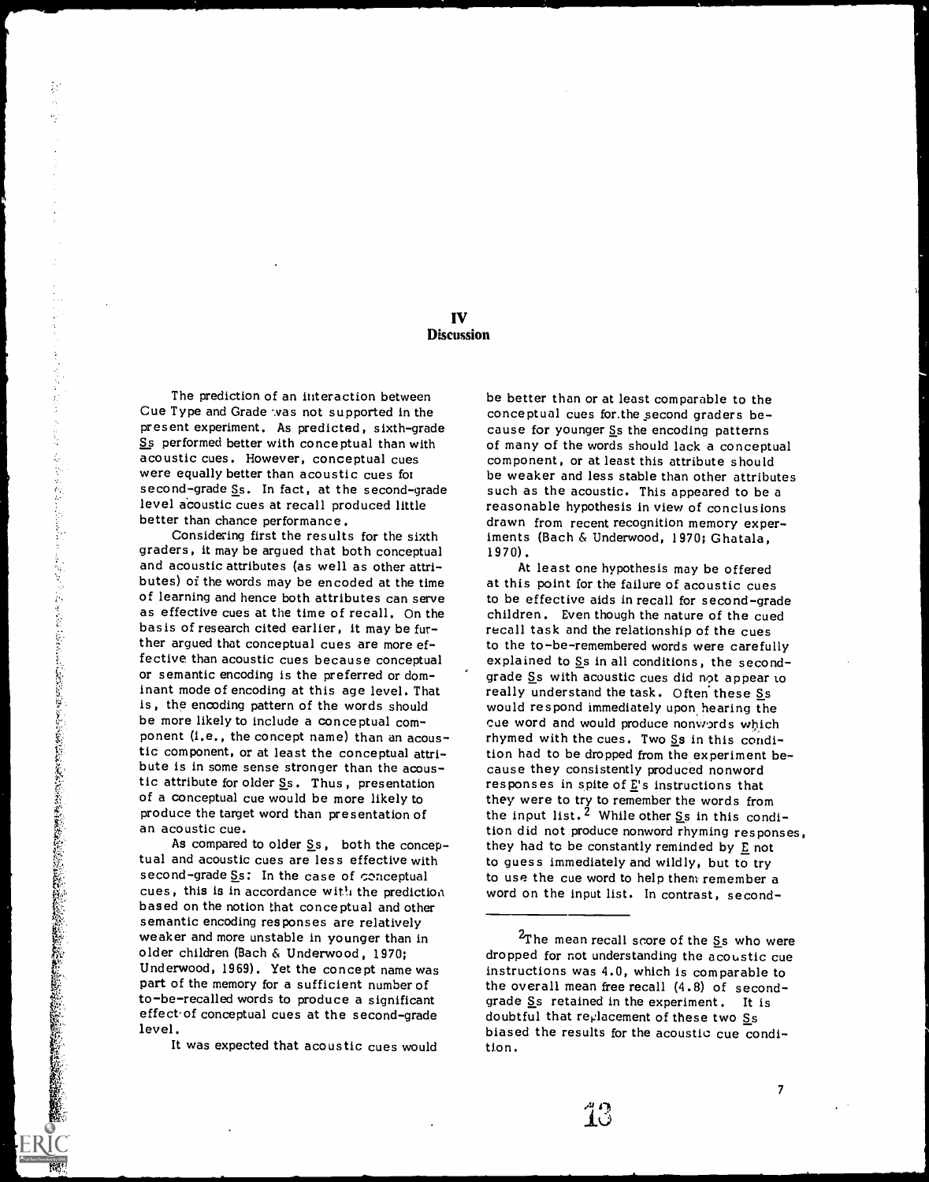# IV
## Discussion

The prediction of an interaction between Cue Type and Grade was not supported in the present experiment. As predicted, sixth-grade Ss performed better with conceptual than with acoustic cues. However, conceptual cues were equally better than acoustic cues for second-grade Ss. In fact, at the second-grade level acoustic cues at recall produced little better than chance performance.

Considering first the results for the sixth graders, it may be argued that both conceptual and acoustic attributes (as well as other attributes) of the words may be encoded at the time of learning and hence both attributes can serve as effective cues at the time of recall. On the basis of research cited earlier, it may be further argued that conceptual cues are more effective than acoustic cues because conceptual or semantic encoding is the preferred or dominant mode of encoding at this age level. That is, the encoding pattern of the words should be more likely to include a conceptual component (i.e., the concept name) than an acoustic component, or at least the conceptual attribute is in some sense stronger than the acoustic attribute for older Ss. Thus, presentation of a conceptual cue would be more likely to produce the target word than presentation of an acoustic cue.

As compared to older Ss, both the conceptual and acoustic cues are less effective with second-grade Ss: In the case of conceptual cues, this is in accordance with the prediction based on the notion that conceptual and other semantic encoding responses are relatively weaker and more unstable in younger than in older children (Bach & Underwood, 1970; Underwood, 1969). Yet the concept name was part of the memory for a sufficient number of to-be-recalled words to produce a significant effect of conceptual cues at the second-grade level.

It was expected that acoustic cues would be better than or at least comparable to the conceptual cues for the second graders because for younger Ss the encoding patterns of many of the words should lack a conceptual component, or at least this attribute should be weaker and less stable than other attributes such as the acoustic. This appeared to be a reasonable hypothesis in view of conclusions drawn from recent recognition memory experiments (Bach & Underwood, 1970; Ghatala, 1970).

At least one hypothesis may be offered at this point for the failure of acoustic cues to be effective aids in recall for second-grade children. Even though the nature of the cued recall task and the relationship of the cues to the to-be-remembered words were carefully explained to Ss in all conditions, the second-grade Ss with acoustic cues did not appear to really understand the task. Often these Ss would respond immediately upon hearing the cue word and would produce nonwords which rhymed with the cues. Two Ss in this condition had to be dropped from the experiment because they consistently produced nonword responses in spite of E's instructions that they were to try to remember the words from the input list.[2] While other Ss in this condition did not produce nonword rhyming responses, they had to be constantly reminded by E not to guess immediately and wildly, but to try to use the cue word to help them remember a word on the input list. In contrast, second-

---

[2]The mean recall score of the Ss who were dropped for not understanding the acoustic cue instructions was 4.0, which is comparable to the overall mean free recall (4.8) of second-grade Ss retained in the experiment. It is doubtful that replacement of these two Ss biased the results for the acoustic cue condition.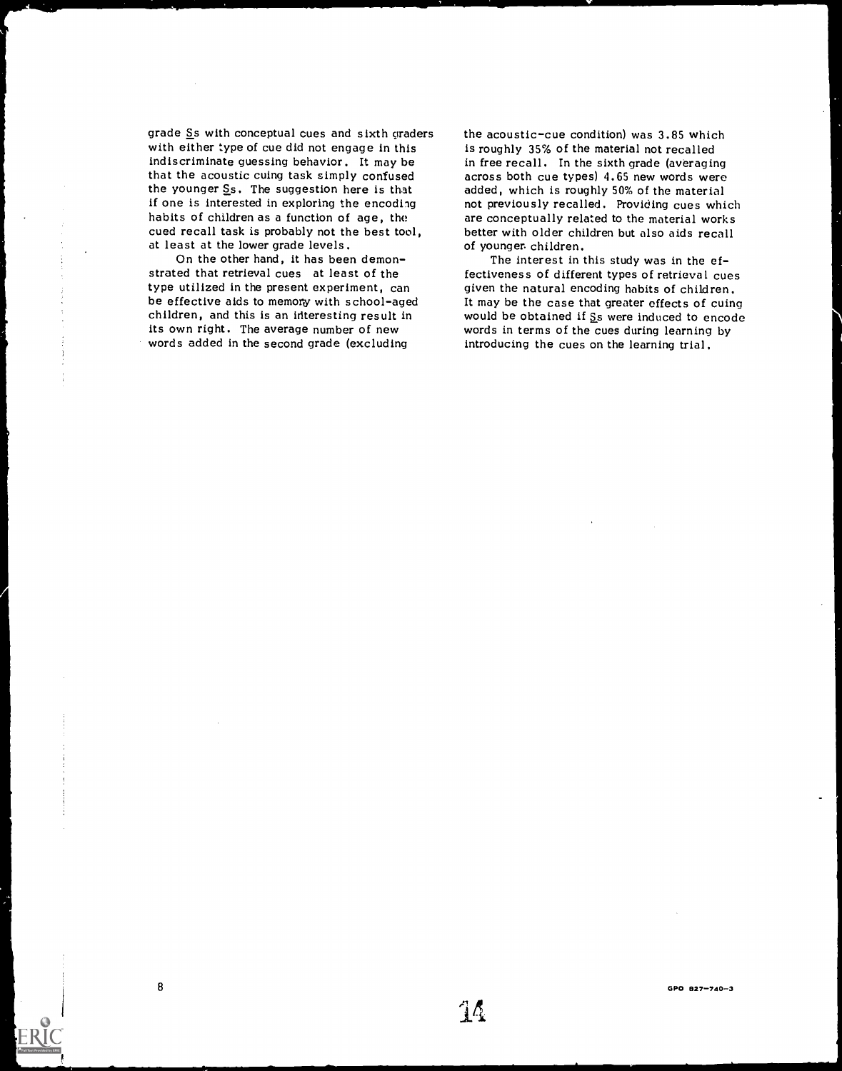grade Ss with conceptual cues and sixth graders with either type of cue did not engage in this indiscriminate guessing behavior. It may be that the acoustic cuing task simply confused the younger Ss. The suggestion here is that if one is interested in exploring the encoding habits of children as a function of age, the cued recall task is probably not the best tool, at least at the lower grade levels.

On the other hand, it has been demonstrated that retrieval cues at least of the type utilized in the present experiment, can be effective aids to memory with school-aged children, and this is an interesting result in its own right. The average number of new words added in the second grade (excluding the acoustic-cue condition) was 3.85 which is roughly 35% of the material not recalled in free recall. In the sixth grade (averaging across both cue types) 4.65 new words were added, which is roughly 50% of the material not previously recalled. Providing cues which are conceptually related to the material works better with older children but also aids recall of younger children.

The interest in this study was in the effectiveness of different types of retrieval cues given the natural encoding habits of children. It may be the case that greater effects of cuing would be obtained if Ss were induced to encode words in terms of the cues during learning by introducing the cues on the learning trial.

GPO 827-740-3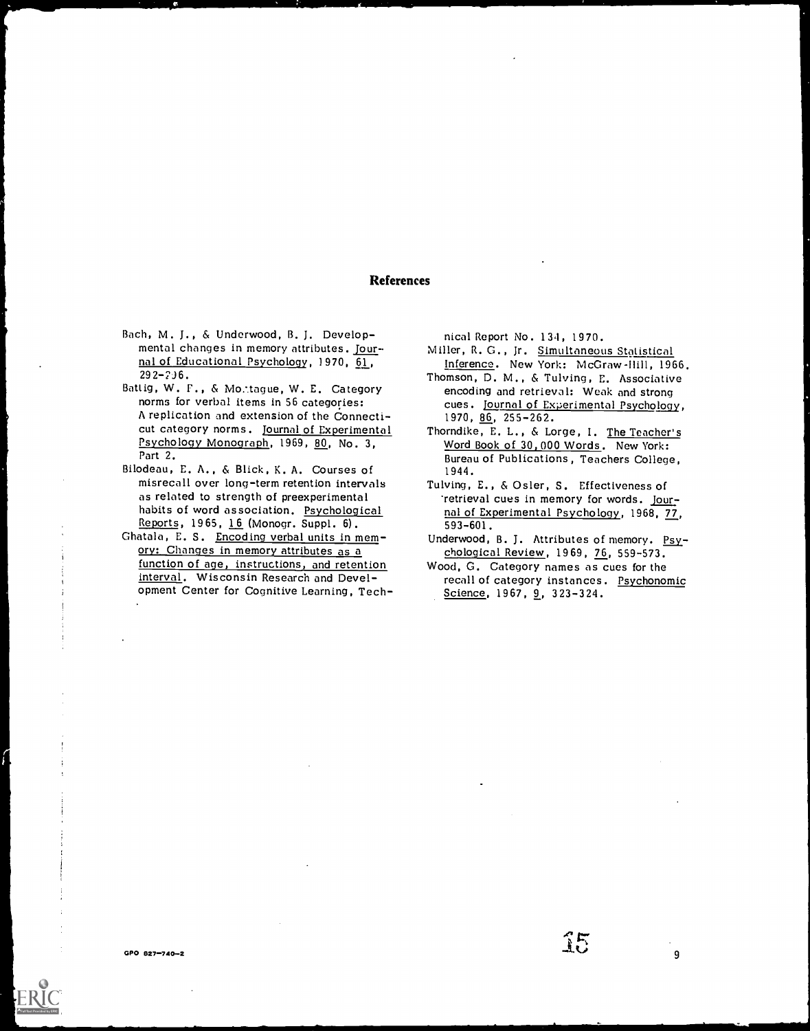## References

Bach, M. J., & Underwood, B. J. Developmental changes in memory attributes. Journal of Educational Psychology, 1970, 61, 292-296.

Battig, W. F., & Montague, W. E. Category norms for verbal items in 56 categories: A replication and extension of the Connecticut category norms. Journal of Experimental Psychology Monograph, 1969, 80, No. 3, Part 2.

Bilodeau, E. A., & Blick, K. A. Courses of misrecall over long-term retention intervals as related to strength of preexperimental habits of word association. Psychological Reports, 1965, 16 (Monogr. Suppl. 6).

Ghatala, E. S. Encoding verbal units in memory: Changes in memory attributes as a function of age, instructions, and retention interval. Wisconsin Research and Development Center for Cognitive Learning, Technical Report No. 134, 1970.

Miller, R. G., Jr. Simultaneous Statistical Inference. New York: McGraw-Hill, 1966.

Thomson, D. M., & Tulving, E. Associative encoding and retrieval: Weak and strong cues. Journal of Experimental Psychology, 1970, 86, 255-262.

Thorndike, E. L., & Lorge, I. The Teacher's Word Book of 30,000 Words. New York: Bureau of Publications, Teachers College, 1944.

Tulving, E., & Osler, S. Effectiveness of retrieval cues in memory for words. Journal of Experimental Psychology, 1968, 77, 593-601.

Underwood, B. J. Attributes of memory. Psychological Review, 1969, 76, 559-573.

Wood, G. Category names as cues for the recall of category instances. Psychonomic Science, 1967, 9, 323-324.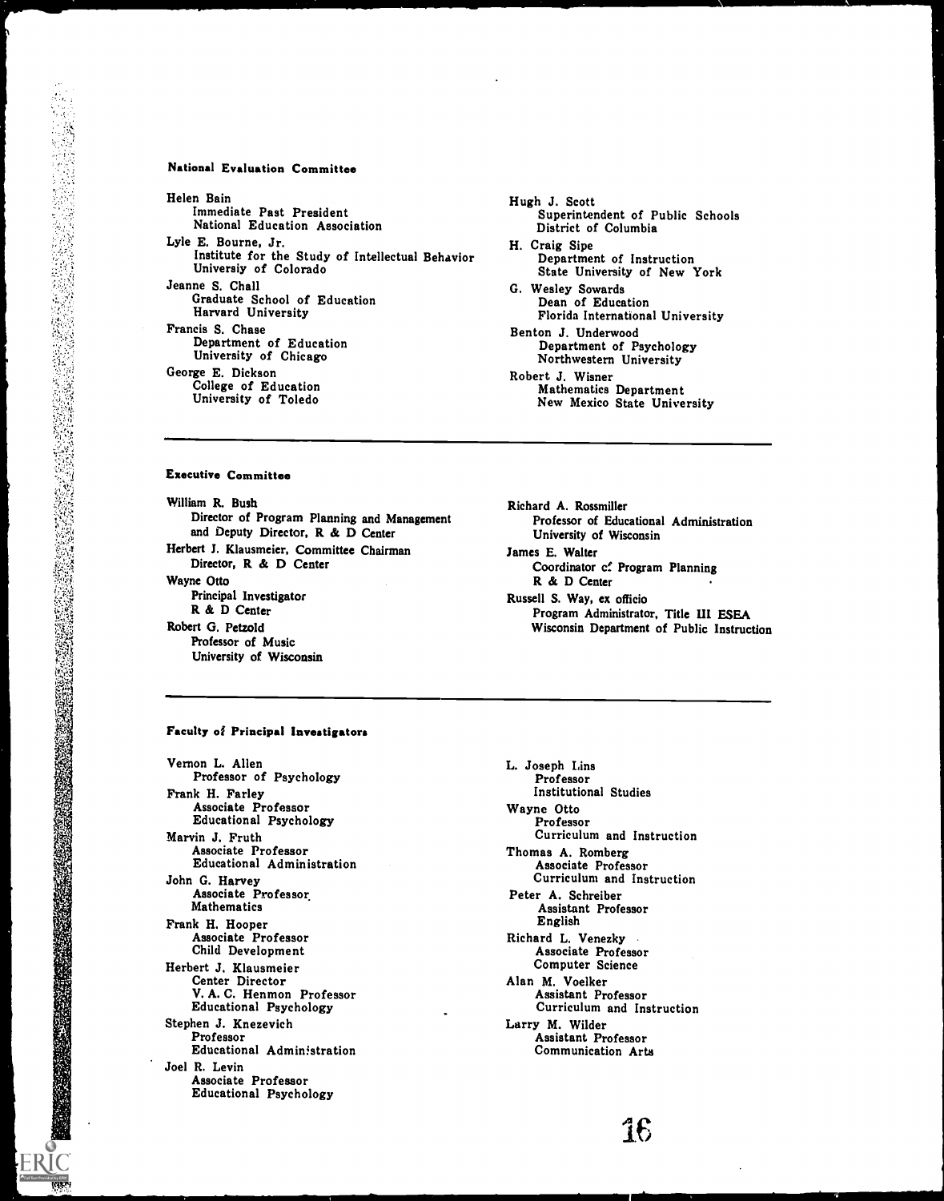#### National Evaluation Committee

Helen Bain
Immediate Past President
National Education Association

Lyle E. Bourne, Jr.
Institute for the Study of Intellectual Behavior
Universiy of Colorado

Jeanne S. Chall
Graduate School of Education
Harvard University

Francis S. Chase
Department of Education
University of Chicago

George E. Dickson
College of Education
University of Toledo

Hugh J. Scott
Superintendent of Public Schools
District of Columbia

H. Craig Sipe
Department of Instruction
State University of New York

G. Wesley Sowards
Dean of Education
Florida International University

Benton J. Underwood
Department of Psychology
Northwestern University

Robert J. Wisner
Mathematics Department
New Mexico State University

#### Executive Committee

William R. Bush
Director of Program Planning and Management and Deputy Director, R & D Center

Herbert J. Klausmeier, Committee Chairman
Director, R & D Center

Wayne Otto
Principal Investigator
R & D Center

Robert G. Petzold
Professor of Music
University of Wisconsin

Richard A. Rossmiller
Professor of Educational Administration
University of Wisconsin

James E. Walter
Coordinator of Program Planning
R & D Center

Russell S. Way, ex officio
Program Administrator, Title III ESEA
Wisconsin Department of Public Instruction

#### Faculty of Principal Investigators

Vernon L. Allen
Professor of Psychology

Frank H. Farley
Associate Professor
Educational Psychology

Marvin J. Fruth
Associate Professor
Educational Administration

John G. Harvey
Associate Professor
Mathematics

Frank H. Hooper
Associate Professor
Child Development

Herbert J. Klausmeier
Center Director
V. A. C. Henmon Professor
Educational Psychology

Stephen J. Knezevich
Professor
Educational Administration

Joel R. Levin
Associate Professor
Educational Psychology

L. Joseph Lins
Professor
Institutional Studies

Wayne Otto
Professor
Curriculum and Instruction

Thomas A. Romberg
Associate Professor
Curriculum and Instruction

Peter A. Schreiber
Assistant Professor
English

Richard L. Venezky
Associate Professor
Computer Science

Alan M. Voelker
Assistant Professor
Curriculum and Instruction

Larry M. Wilder
Assistant Professor
Communication Arts